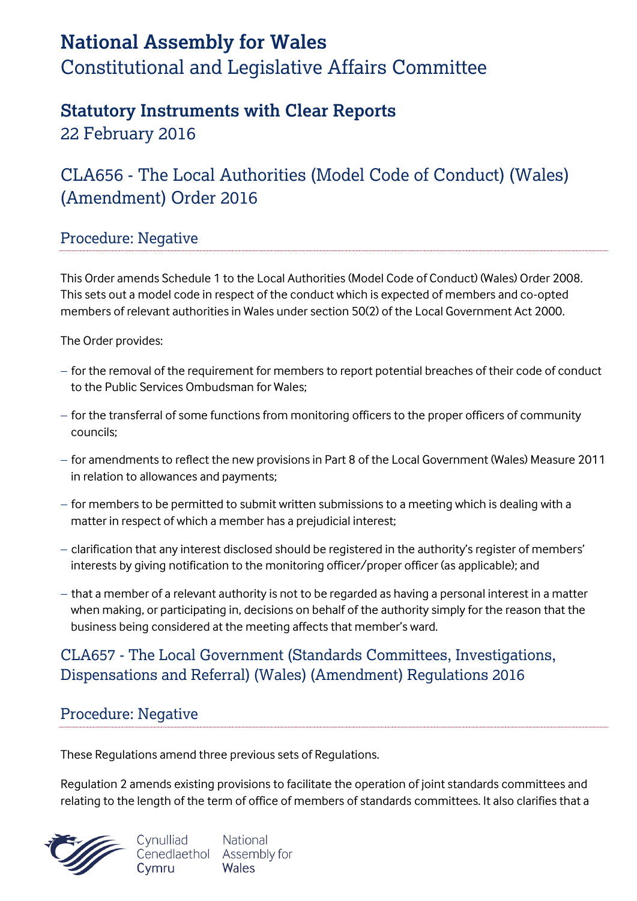# National Assembly for Wales
Constitutional and Legislative Affairs Committee

## Statutory Instruments with Clear Reports
22 February 2016

## CLA656 - The Local Authorities (Model Code of Conduct) (Wales) (Amendment) Order 2016

### Procedure: Negative

This Order amends Schedule 1 to the Local Authorities (Model Code of Conduct) (Wales) Order 2008. This sets out a model code in respect of the conduct which is expected of members and co-opted members of relevant authorities in Wales under section 50(2) of the Local Government Act 2000.

The Order provides:

- for the removal of the requirement for members to report potential breaches of their code of conduct to the Public Services Ombudsman for Wales;
- for the transferral of some functions from monitoring officers to the proper officers of community councils;
- for amendments to reflect the new provisions in Part 8 of the Local Government (Wales) Measure 2011 in relation to allowances and payments;
- for members to be permitted to submit written submissions to a meeting which is dealing with a matter in respect of which a member has a prejudicial interest;
- clarification that any interest disclosed should be registered in the authority's register of members' interests by giving notification to the monitoring officer/proper officer (as applicable); and
- that a member of a relevant authority is not to be regarded as having a personal interest in a matter when making, or participating in, decisions on behalf of the authority simply for the reason that the business being considered at the meeting affects that member's ward.

## CLA657 - The Local Government (Standards Committees, Investigations, Dispensations and Referral) (Wales) (Amendment) Regulations 2016

### Procedure: Negative

These Regulations amend three previous sets of Regulations.

Regulation 2 amends existing provisions to facilitate the operation of joint standards committees and relating to the length of the term of office of members of standards committees. It also clarifies that a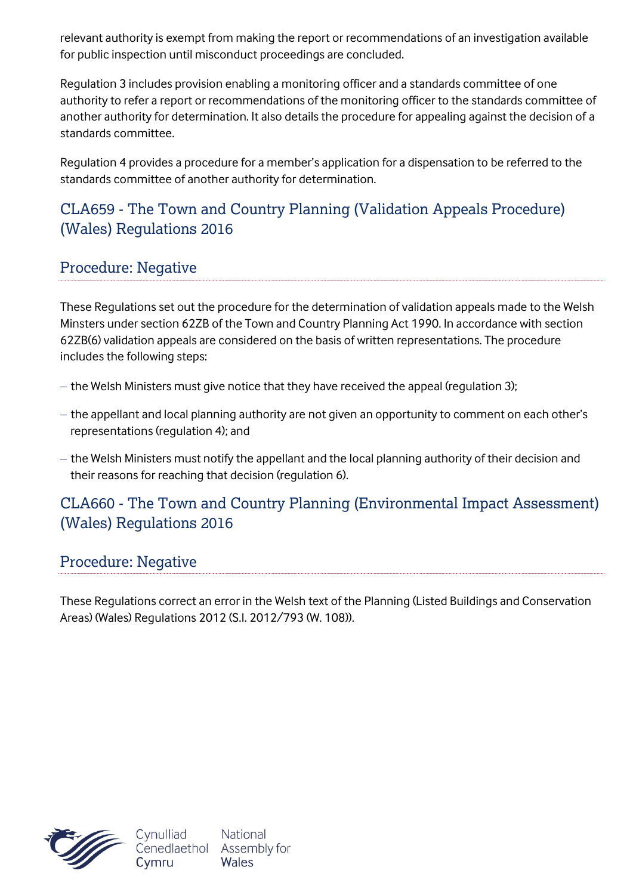relevant authority is exempt from making the report or recommendations of an investigation available for public inspection until misconduct proceedings are concluded.

Regulation 3 includes provision enabling a monitoring officer and a standards committee of one authority to refer a report or recommendations of the monitoring officer to the standards committee of another authority for determination. It also details the procedure for appealing against the decision of a standards committee.

Regulation 4 provides a procedure for a member's application for a dispensation to be referred to the standards committee of another authority for determination.

## CLA659 - The Town and Country Planning (Validation Appeals Procedure) (Wales) Regulations 2016

### Procedure: Negative

These Regulations set out the procedure for the determination of validation appeals made to the Welsh Minsters under section 62ZB of the Town and Country Planning Act 1990. In accordance with section 62ZB(6) validation appeals are considered on the basis of written representations. The procedure includes the following steps:

- the Welsh Ministers must give notice that they have received the appeal (regulation 3);
- the appellant and local planning authority are not given an opportunity to comment on each other's representations (regulation 4); and
- the Welsh Ministers must notify the appellant and the local planning authority of their decision and their reasons for reaching that decision (regulation 6).

## CLA660 - The Town and Country Planning (Environmental Impact Assessment) (Wales) Regulations 2016

### Procedure: Negative

These Regulations correct an error in the Welsh text of the Planning (Listed Buildings and Conservation Areas) (Wales) Regulations 2012 (S.I. 2012/793 (W. 108)).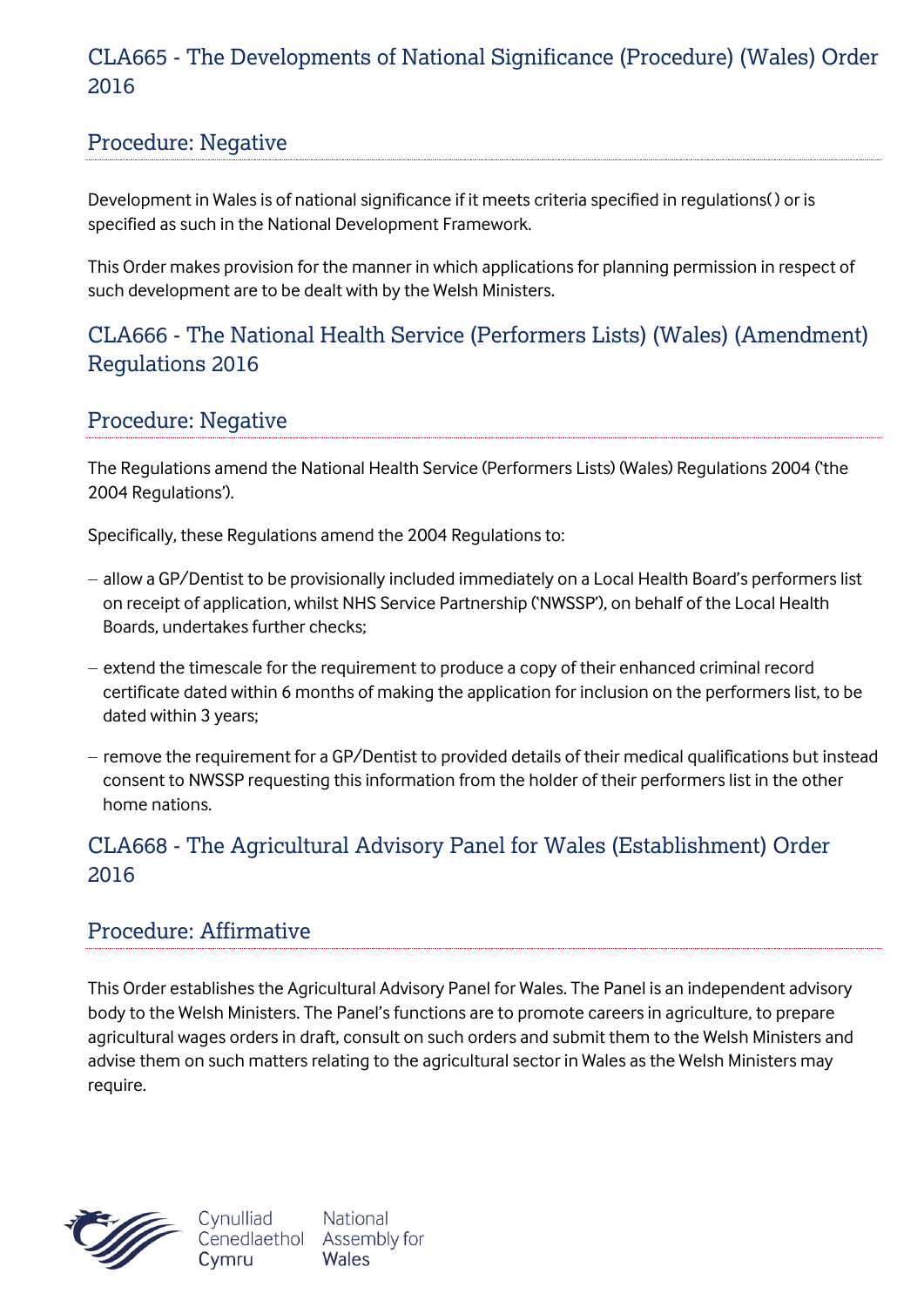## CLA665 - The Developments of National Significance (Procedure) (Wales) Order 2016

### Procedure: Negative

Development in Wales is of national significance if it meets criteria specified in regulations( ) or is specified as such in the National Development Framework.

This Order makes provision for the manner in which applications for planning permission in respect of such development are to be dealt with by the Welsh Ministers.

## CLA666 - The National Health Service (Performers Lists) (Wales) (Amendment) Regulations 2016

### Procedure: Negative

The Regulations amend the National Health Service (Performers Lists) (Wales) Regulations 2004 ('the 2004 Regulations').

Specifically, these Regulations amend the 2004 Regulations to:

- allow a GP/Dentist to be provisionally included immediately on a Local Health Board's performers list on receipt of application, whilst NHS Service Partnership ('NWSSP'), on behalf of the Local Health Boards, undertakes further checks;
- extend the timescale for the requirement to produce a copy of their enhanced criminal record certificate dated within 6 months of making the application for inclusion on the performers list, to be dated within 3 years;
- remove the requirement for a GP/Dentist to provided details of their medical qualifications but instead consent to NWSSP requesting this information from the holder of their performers list in the other home nations.

## CLA668 - The Agricultural Advisory Panel for Wales (Establishment) Order 2016

### Procedure: Affirmative

This Order establishes the Agricultural Advisory Panel for Wales. The Panel is an independent advisory body to the Welsh Ministers. The Panel's functions are to promote careers in agriculture, to prepare agricultural wages orders in draft, consult on such orders and submit them to the Welsh Ministers and advise them on such matters relating to the agricultural sector in Wales as the Welsh Ministers may require.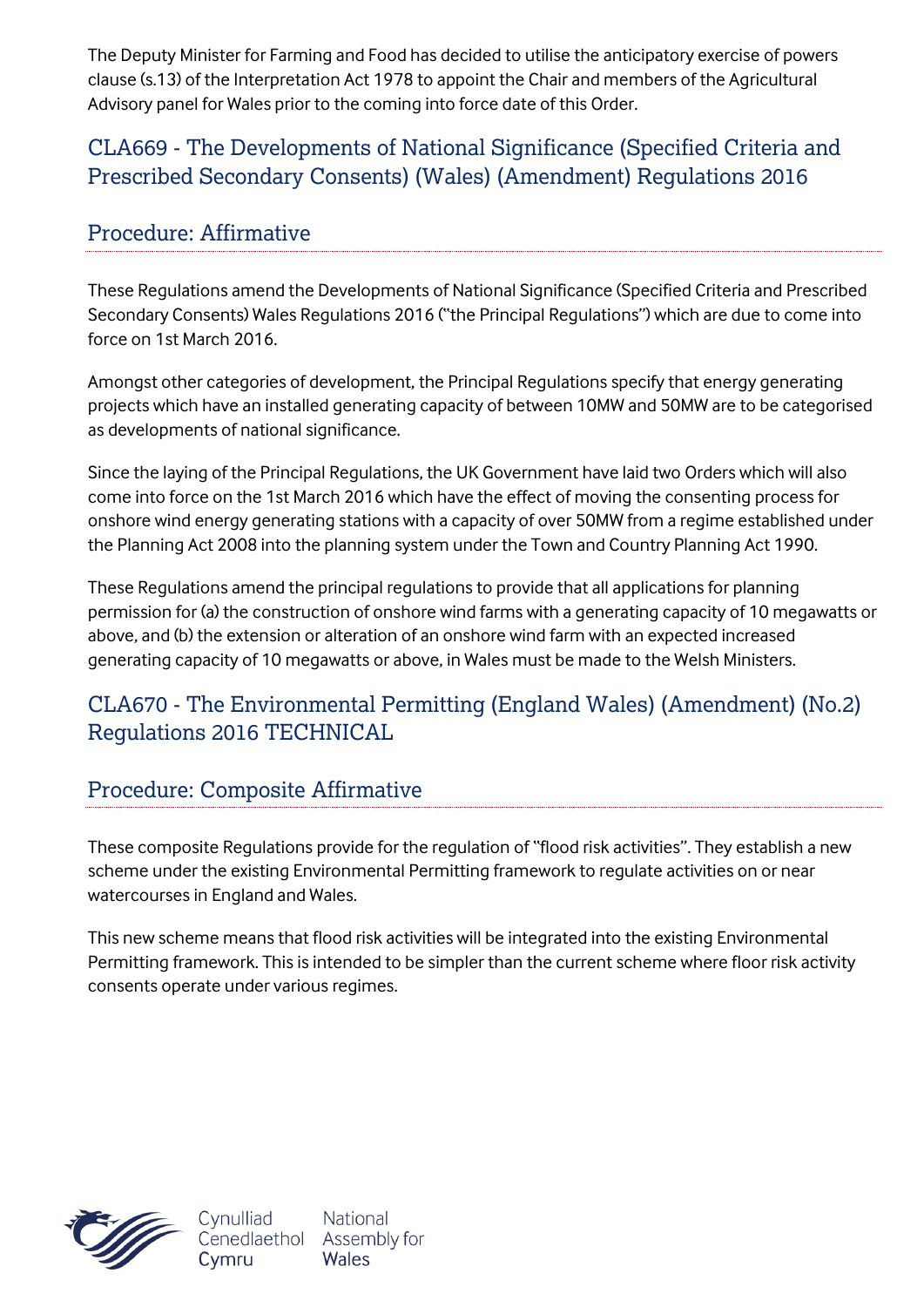The Deputy Minister for Farming and Food has decided to utilise the anticipatory exercise of powers clause (s.13) of the Interpretation Act 1978 to appoint the Chair and members of the Agricultural Advisory panel for Wales prior to the coming into force date of this Order.

## CLA669 - The Developments of National Significance (Specified Criteria and Prescribed Secondary Consents) (Wales) (Amendment) Regulations 2016

### Procedure: Affirmative

These Regulations amend the Developments of National Significance (Specified Criteria and Prescribed Secondary Consents) Wales Regulations 2016 ("the Principal Regulations") which are due to come into force on 1st March 2016.

Amongst other categories of development, the Principal Regulations specify that energy generating projects which have an installed generating capacity of between 10MW and 50MW are to be categorised as developments of national significance.

Since the laying of the Principal Regulations, the UK Government have laid two Orders which will also come into force on the 1st March 2016 which have the effect of moving the consenting process for onshore wind energy generating stations with a capacity of over 50MW from a regime established under the Planning Act 2008 into the planning system under the Town and Country Planning Act 1990.

These Regulations amend the principal regulations to provide that all applications for planning permission for (a) the construction of onshore wind farms with a generating capacity of 10 megawatts or above, and (b) the extension or alteration of an onshore wind farm with an expected increased generating capacity of 10 megawatts or above, in Wales must be made to the Welsh Ministers.

## CLA670 - The Environmental Permitting (England Wales) (Amendment) (No.2) Regulations 2016 TECHNICAL

### Procedure: Composite Affirmative

These composite Regulations provide for the regulation of "flood risk activities". They establish a new scheme under the existing Environmental Permitting framework to regulate activities on or near watercourses in England and Wales.

This new scheme means that flood risk activities will be integrated into the existing Environmental Permitting framework. This is intended to be simpler than the current scheme where floor risk activity consents operate under various regimes.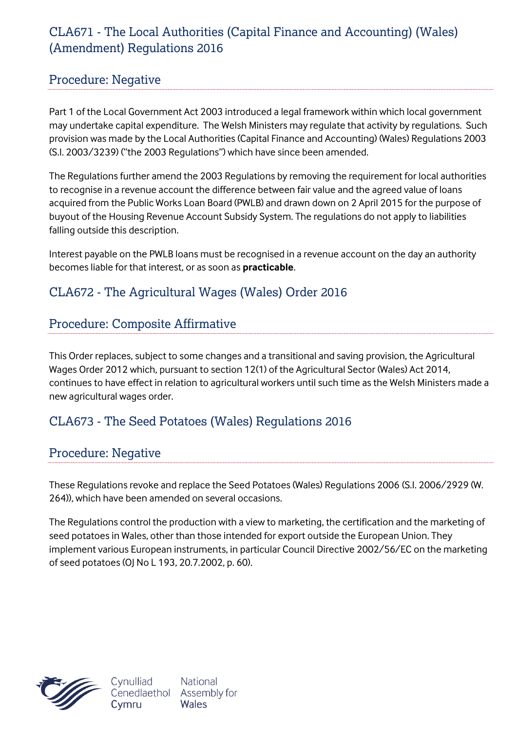## CLA671 - The Local Authorities (Capital Finance and Accounting) (Wales) (Amendment) Regulations 2016

### Procedure: Negative

Part 1 of the Local Government Act 2003 introduced a legal framework within which local government may undertake capital expenditure. The Welsh Ministers may regulate that activity by regulations. Such provision was made by the Local Authorities (Capital Finance and Accounting) (Wales) Regulations 2003 (S.I. 2003/3239) ("the 2003 Regulations") which have since been amended.

The Regulations further amend the 2003 Regulations by removing the requirement for local authorities to recognise in a revenue account the difference between fair value and the agreed value of loans acquired from the Public Works Loan Board (PWLB) and drawn down on 2 April 2015 for the purpose of buyout of the Housing Revenue Account Subsidy System. The regulations do not apply to liabilities falling outside this description.

Interest payable on the PWLB loans must be recognised in a revenue account on the day an authority becomes liable for that interest, or as soon as **practicable**.

## CLA672 - The Agricultural Wages (Wales) Order 2016

### Procedure: Composite Affirmative

This Order replaces, subject to some changes and a transitional and saving provision, the Agricultural Wages Order 2012 which, pursuant to section 12(1) of the Agricultural Sector (Wales) Act 2014, continues to have effect in relation to agricultural workers until such time as the Welsh Ministers made a new agricultural wages order.

## CLA673 - The Seed Potatoes (Wales) Regulations 2016

### Procedure: Negative

These Regulations revoke and replace the Seed Potatoes (Wales) Regulations 2006 (S.I. 2006/2929 (W. 264)), which have been amended on several occasions.

The Regulations control the production with a view to marketing, the certification and the marketing of seed potatoes in Wales, other than those intended for export outside the European Union. They implement various European instruments, in particular Council Directive 2002/56/EC on the marketing of seed potatoes (OJ No L 193, 20.7.2002, p. 60).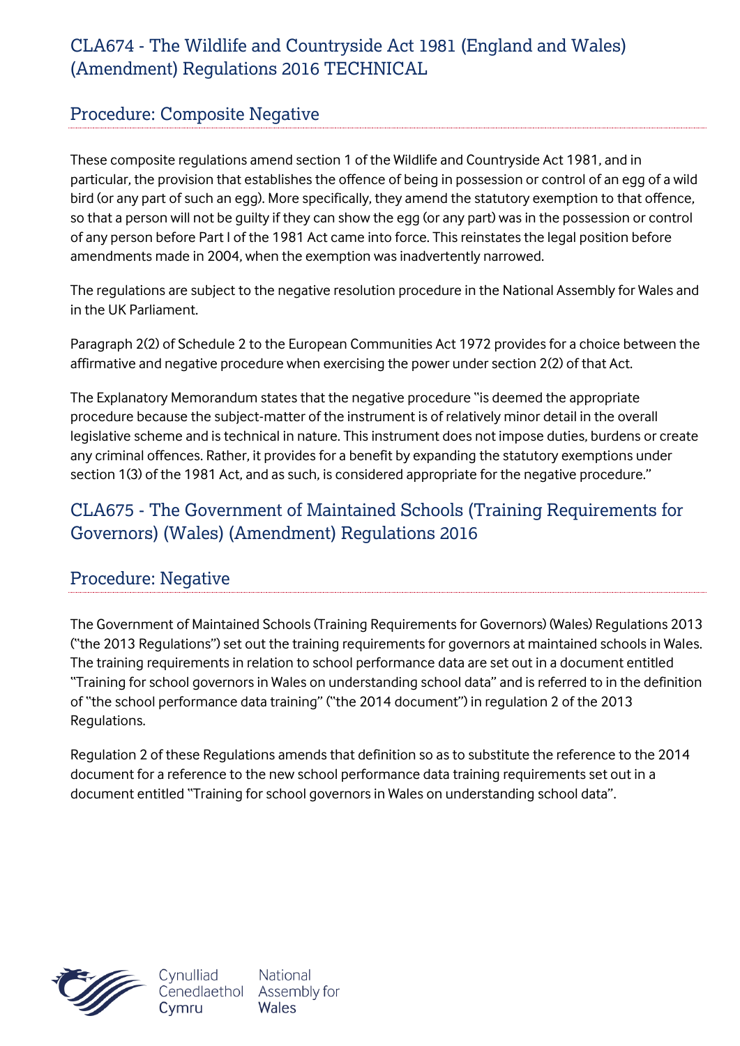## CLA674 - The Wildlife and Countryside Act 1981 (England and Wales) (Amendment) Regulations 2016 TECHNICAL

### Procedure: Composite Negative

These composite regulations amend section 1 of the Wildlife and Countryside Act 1981, and in particular, the provision that establishes the offence of being in possession or control of an egg of a wild bird (or any part of such an egg). More specifically, they amend the statutory exemption to that offence, so that a person will not be guilty if they can show the egg (or any part) was in the possession or control of any person before Part I of the 1981 Act came into force. This reinstates the legal position before amendments made in 2004, when the exemption was inadvertently narrowed.

The regulations are subject to the negative resolution procedure in the National Assembly for Wales and in the UK Parliament.

Paragraph 2(2) of Schedule 2 to the European Communities Act 1972 provides for a choice between the affirmative and negative procedure when exercising the power under section 2(2) of that Act.

The Explanatory Memorandum states that the negative procedure "is deemed the appropriate procedure because the subject-matter of the instrument is of relatively minor detail in the overall legislative scheme and is technical in nature. This instrument does not impose duties, burdens or create any criminal offences. Rather, it provides for a benefit by expanding the statutory exemptions under section 1(3) of the 1981 Act, and as such, is considered appropriate for the negative procedure."

## CLA675 - The Government of Maintained Schools (Training Requirements for Governors) (Wales) (Amendment) Regulations 2016

### Procedure: Negative

The Government of Maintained Schools (Training Requirements for Governors) (Wales) Regulations 2013 ("the 2013 Regulations") set out the training requirements for governors at maintained schools in Wales. The training requirements in relation to school performance data are set out in a document entitled "Training for school governors in Wales on understanding school data" and is referred to in the definition of "the school performance data training" ("the 2014 document") in regulation 2 of the 2013 Regulations.

Regulation 2 of these Regulations amends that definition so as to substitute the reference to the 2014 document for a reference to the new school performance data training requirements set out in a document entitled "Training for school governors in Wales on understanding school data".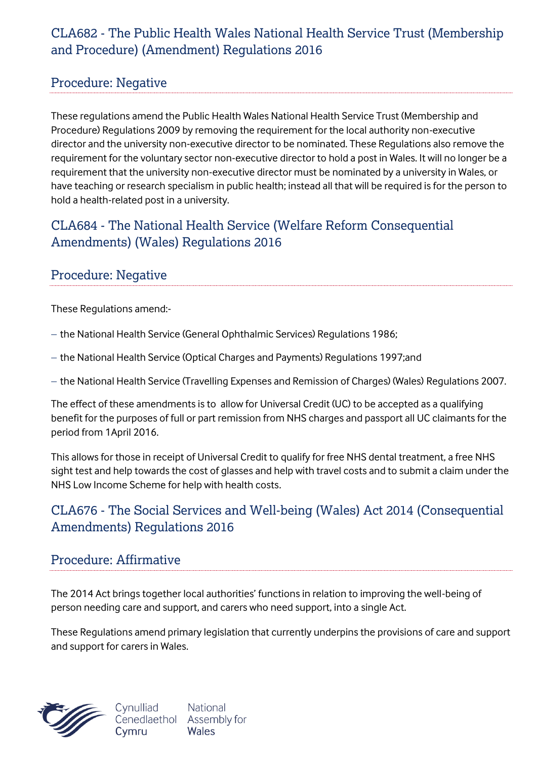## CLA682 - The Public Health Wales National Health Service Trust (Membership and Procedure) (Amendment) Regulations 2016

### Procedure: Negative

These regulations amend the Public Health Wales National Health Service Trust (Membership and Procedure) Regulations 2009 by removing the requirement for the local authority non-executive director and the university non-executive director to be nominated. These Regulations also remove the requirement for the voluntary sector non-executive director to hold a post in Wales. It will no longer be a requirement that the university non-executive director must be nominated by a university in Wales, or have teaching or research specialism in public health; instead all that will be required is for the person to hold a health-related post in a university.

## CLA684 - The National Health Service (Welfare Reform Consequential Amendments) (Wales) Regulations 2016

### Procedure: Negative

These Regulations amend:-

- the National Health Service (General Ophthalmic Services) Regulations 1986;
- the National Health Service (Optical Charges and Payments) Regulations 1997;and
- the National Health Service (Travelling Expenses and Remission of Charges) (Wales) Regulations 2007.

The effect of these amendments is to allow for Universal Credit (UC) to be accepted as a qualifying benefit for the purposes of full or part remission from NHS charges and passport all UC claimants for the period from 1April 2016.

This allows for those in receipt of Universal Credit to qualify for free NHS dental treatment, a free NHS sight test and help towards the cost of glasses and help with travel costs and to submit a claim under the NHS Low Income Scheme for help with health costs.

## CLA676 - The Social Services and Well-being (Wales) Act 2014 (Consequential Amendments) Regulations 2016

### Procedure: Affirmative

The 2014 Act brings together local authorities' functions in relation to improving the well-being of person needing care and support, and carers who need support, into a single Act.

These Regulations amend primary legislation that currently underpins the provisions of care and support and support for carers in Wales.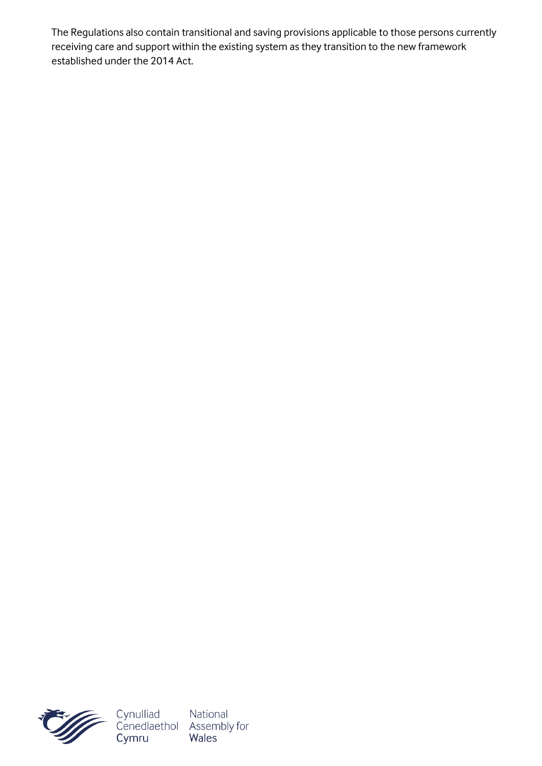The Regulations also contain transitional and saving provisions applicable to those persons currently receiving care and support within the existing system as they transition to the new framework established under the 2014 Act.